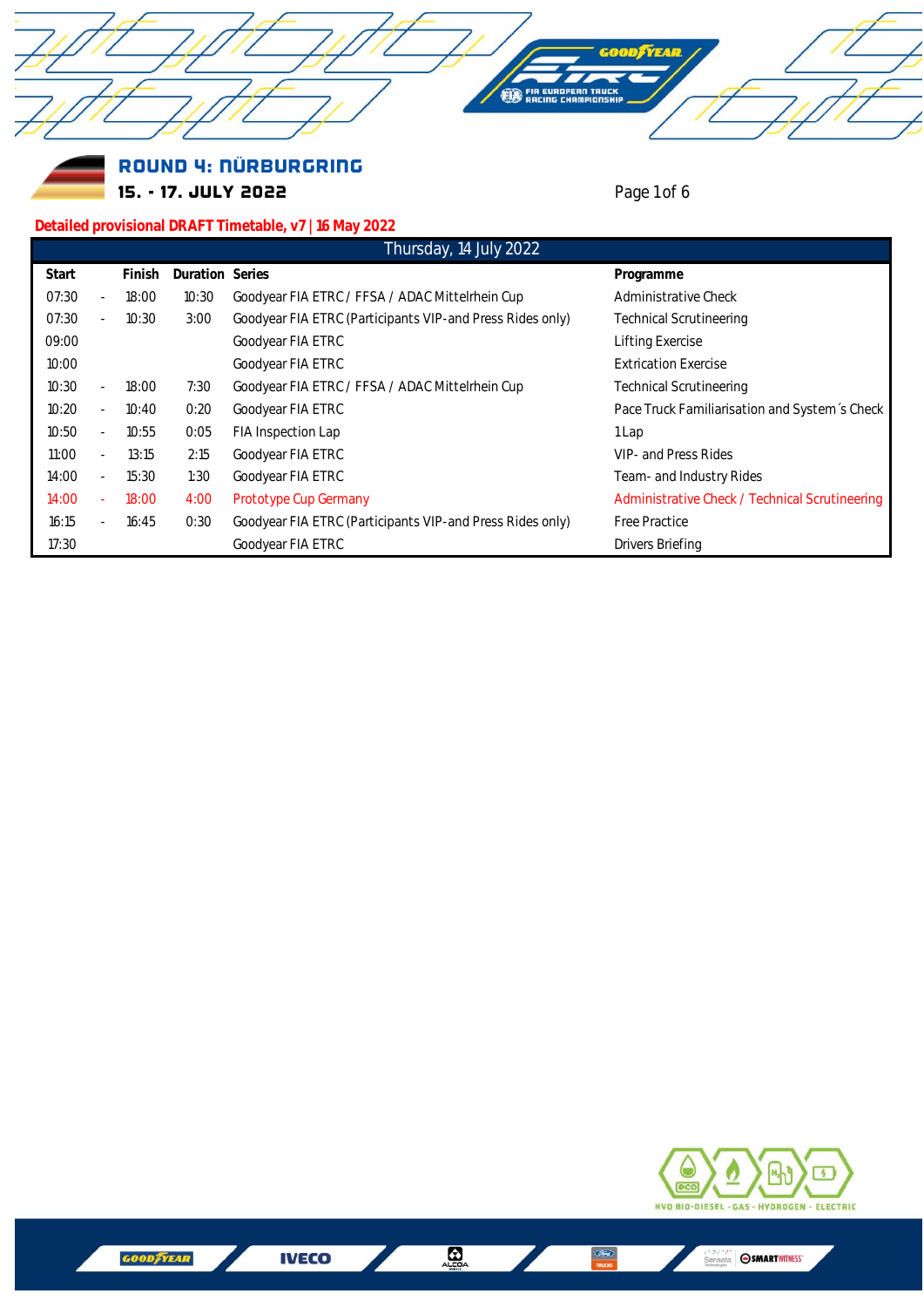# ROUND 4: NÜRBURGRING

**15. - 17. JULY 2022**

**Detailed provisional DRAFT Timetable, v7 | 16 May 2022**

| Thursday, 14 July 2022 | | | | | |
|---|---|---|---|---|---|
| **Start** | | **Finish** | **Duration** | **Series** | **Programme** |
| 07:30 | - | 18:00 | 10:30 | Goodyear FIA ETRC / FFSA / ADAC Mittelrhein Cup | Administrative Check |
| 07:30 | - | 10:30 | 3:00 | Goodyear FIA ETRC (Participants VIP-and Press Rides only) | Technical Scrutineering |
| 09:00 | | | | Goodyear FIA ETRC | Lifting Exercise |
| 10:00 | | | | Goodyear FIA ETRC | Extrication Exercise |
| 10:30 | - | 18:00 | 7:30 | Goodyear FIA ETRC / FFSA / ADAC Mittelrhein Cup | Technical Scrutineering |
| 10:20 | - | 10:40 | 0:20 | Goodyear FIA ETRC | Pace Truck Familiarisation and System´s Check |
| 10:50 | - | 10:55 | 0:05 | FIA Inspection Lap | 1 Lap |
| 11:00 | - | 13:15 | 2:15 | Goodyear FIA ETRC | VIP- and Press Rides |
| 14:00 | - | 15:30 | 1:30 | Goodyear FIA ETRC | Team- and Industry Rides |
| 14:00 | - | 18:00 | 4:00 | Prototype Cup Germany | Administrative Check / Technical Scrutineering |
| 16:15 | - | 16:45 | 0:30 | Goodyear FIA ETRC (Participants VIP-and Press Rides only) | Free Practice |
| 17:30 | | | | Goodyear FIA ETRC | Drivers Briefing |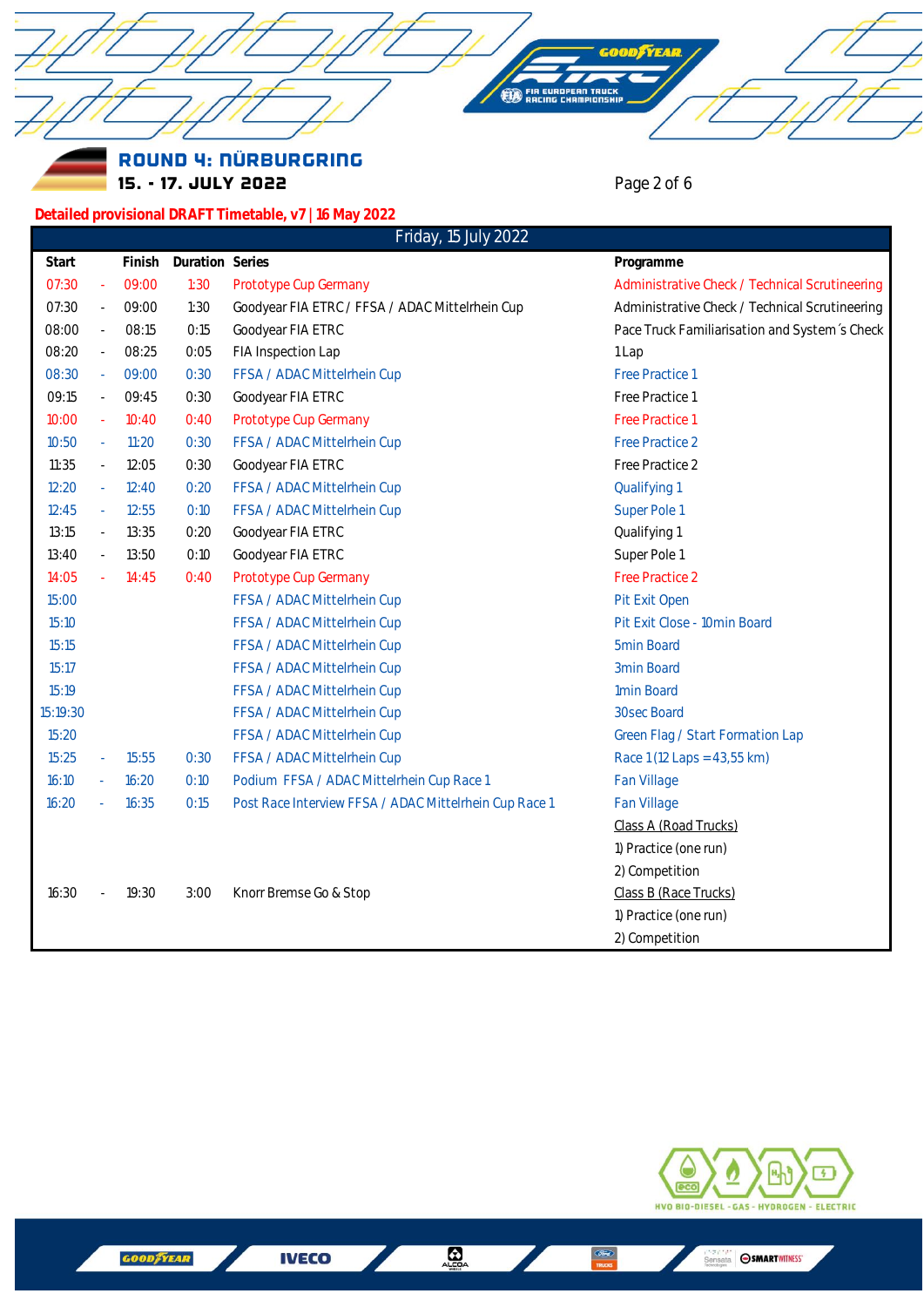## ROUND 4: NÜRBURGRING

**15. - 17. JULY 2022**

**Detailed provisional DRAFT Timetable, v7 | 16 May 2022**

| Friday, 15 July 2022 | | | | | |
|---|---|---|---|---|---|
| **Start** | | **Finish** | **Duration** | **Series** | **Programme** |
| 07:30 | - | 09:00 | 1:30 | Prototype Cup Germany | Administrative Check / Technical Scrutineering |
| 07:30 | - | 09:00 | 1:30 | Goodyear FIA ETRC / FFSA / ADAC Mittelrhein Cup | Administrative Check / Technical Scrutineering |
| 08:00 | - | 08:15 | 0:15 | Goodyear FIA ETRC | Pace Truck Familiarisation and System´s Check |
| 08:20 | - | 08:25 | 0:05 | FIA Inspection Lap | 1 Lap |
| 08:30 | - | 09:00 | 0:30 | FFSA / ADAC Mittelrhein Cup | Free Practice 1 |
| 09:15 | - | 09:45 | 0:30 | Goodyear FIA ETRC | Free Practice 1 |
| 10:00 | - | 10:40 | 0:40 | Prototype Cup Germany | Free Practice 1 |
| 10:50 | - | 11:20 | 0:30 | FFSA / ADAC Mittelrhein Cup | Free Practice 2 |
| 11:35 | - | 12:05 | 0:30 | Goodyear FIA ETRC | Free Practice 2 |
| 12:20 | - | 12:40 | 0:20 | FFSA / ADAC Mittelrhein Cup | Qualifying 1 |
| 12:45 | - | 12:55 | 0:10 | FFSA / ADAC Mittelrhein Cup | Super Pole 1 |
| 13:15 | - | 13:35 | 0:20 | Goodyear FIA ETRC | Qualifying 1 |
| 13:40 | - | 13:50 | 0:10 | Goodyear FIA ETRC | Super Pole 1 |
| 14:05 | - | 14:45 | 0:40 | Prototype Cup Germany | Free Practice 2 |
| 15:00 | | | | FFSA / ADAC Mittelrhein Cup | Pit Exit Open |
| 15:10 | | | | FFSA / ADAC Mittelrhein Cup | Pit Exit Close - 10min Board |
| 15:15 | | | | FFSA / ADAC Mittelrhein Cup | 5min Board |
| 15:17 | | | | FFSA / ADAC Mittelrhein Cup | 3min Board |
| 15:19 | | | | FFSA / ADAC Mittelrhein Cup | 1min Board |
| 15:19:30 | | | | FFSA / ADAC Mittelrhein Cup | 30sec Board |
| 15:20 | | | | FFSA / ADAC Mittelrhein Cup | Green Flag / Start Formation Lap |
| 15:25 | - | 15:55 | 0:30 | FFSA / ADAC Mittelrhein Cup | Race 1 (12 Laps = 43,55 km) |
| 16:10 | - | 16:20 | 0:10 | Podium FFSA / ADAC Mittelrhein Cup Race 1 | Fan Village |
| 16:20 | - | 16:35 | 0:15 | Post Race Interview FFSA / ADAC Mittelrhein Cup Race 1 | Fan Village |
| | | | | | Class A (Road Trucks) |
| | | | | | 1) Practice (one run) |
| | | | | | 2) Competition |
| 16:30 | - | 19:30 | 3:00 | Knorr Bremse Go & Stop | Class B (Race Trucks) |
| | | | | | 1) Practice (one run) |
| | | | | | 2) Competition |

HVO BIO-DIESEL - GAS - HYDROGEN - ELECTRIC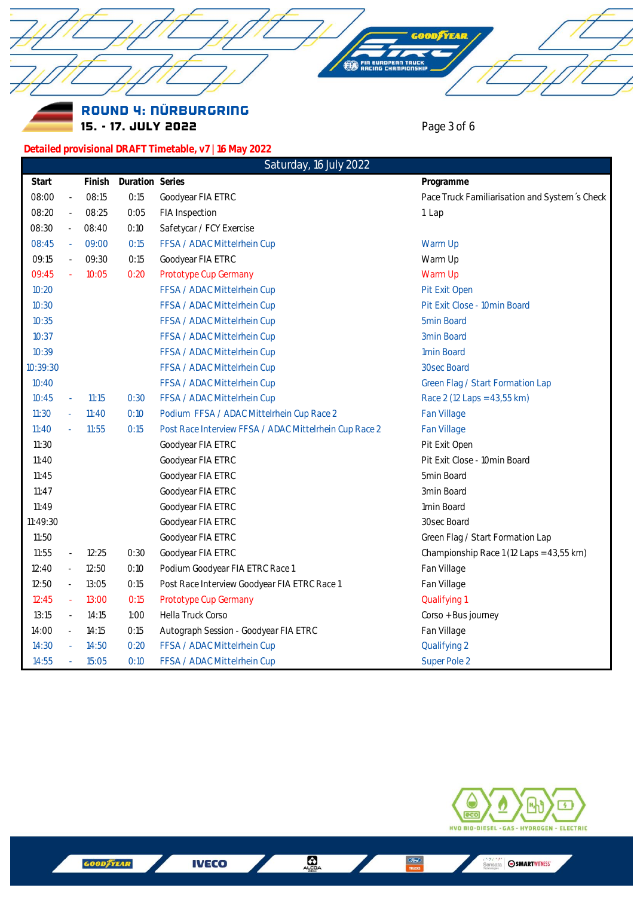## ROUND 4: NÜRBURGRING

**15. - 17. JULY 2022**

**Detailed provisional DRAFT Timetable, v7 | 16 May 2022**

| Saturday, 16 July 2022 | | | | | |
|---|---|---|---|---|---|
| **Start** | | **Finish** | **Duration** | **Series** | **Programme** |
| 08:00 | - | 08:15 | 0:15 | Goodyear FIA ETRC | Pace Truck Familiarisation and System´s Check |
| 08:20 | - | 08:25 | 0:05 | FIA Inspection | 1 Lap |
| 08:30 | - | 08:40 | 0:10 | Safetycar / FCY Exercise | |
| 08:45 | - | 09:00 | 0:15 | FFSA / ADAC Mittelrhein Cup | Warm Up |
| 09:15 | - | 09:30 | 0:15 | Goodyear FIA ETRC | Warm Up |
| 09:45 | - | 10:05 | 0:20 | Prototype Cup Germany | Warm Up |
| 10:20 | | | | FFSA / ADAC Mittelrhein Cup | Pit Exit Open |
| 10:30 | | | | FFSA / ADAC Mittelrhein Cup | Pit Exit Close - 10min Board |
| 10:35 | | | | FFSA / ADAC Mittelrhein Cup | 5min Board |
| 10:37 | | | | FFSA / ADAC Mittelrhein Cup | 3min Board |
| 10:39 | | | | FFSA / ADAC Mittelrhein Cup | 1min Board |
| 10:39:30 | | | | FFSA / ADAC Mittelrhein Cup | 30sec Board |
| 10:40 | | | | FFSA / ADAC Mittelrhein Cup | Green Flag / Start Formation Lap |
| 10:45 | - | 11:15 | 0:30 | FFSA / ADAC Mittelrhein Cup | Race 2 (12 Laps = 43,55 km) |
| 11:30 | - | 11:40 | 0:10 | Podium FFSA / ADAC Mittelrhein Cup Race 2 | Fan Village |
| 11:40 | - | 11:55 | 0:15 | Post Race Interview FFSA / ADAC Mittelrhein Cup Race 2 | Fan Village |
| 11:30 | | | | Goodyear FIA ETRC | Pit Exit Open |
| 11:40 | | | | Goodyear FIA ETRC | Pit Exit Close - 10min Board |
| 11:45 | | | | Goodyear FIA ETRC | 5min Board |
| 11:47 | | | | Goodyear FIA ETRC | 3min Board |
| 11:49 | | | | Goodyear FIA ETRC | 1min Board |
| 11:49:30 | | | | Goodyear FIA ETRC | 30sec Board |
| 11:50 | | | | Goodyear FIA ETRC | Green Flag / Start Formation Lap |
| 11:55 | - | 12:25 | 0:30 | Goodyear FIA ETRC | Championship Race 1 (12 Laps = 43,55 km) |
| 12:40 | - | 12:50 | 0:10 | Podium Goodyear FIA ETRC Race 1 | Fan Village |
| 12:50 | - | 13:05 | 0:15 | Post Race Interview Goodyear FIA ETRC Race 1 | Fan Village |
| 12:45 | - | 13:00 | 0:15 | Prototype Cup Germany | Qualifying 1 |
| 13:15 | - | 14:15 | 1:00 | Hella Truck Corso | Corso + Bus journey |
| 14:00 | - | 14:15 | 0:15 | Autograph Session - Goodyear FIA ETRC | Fan Village |
| 14:30 | - | 14:50 | 0:20 | FFSA / ADAC Mittelrhein Cup | Qualifying 2 |
| 14:55 | - | 15:05 | 0:10 | FFSA / ADAC Mittelrhein Cup | Super Pole 2 |

HVO BIO-DIESEL - GAS - HYDROGEN - ELECTRIC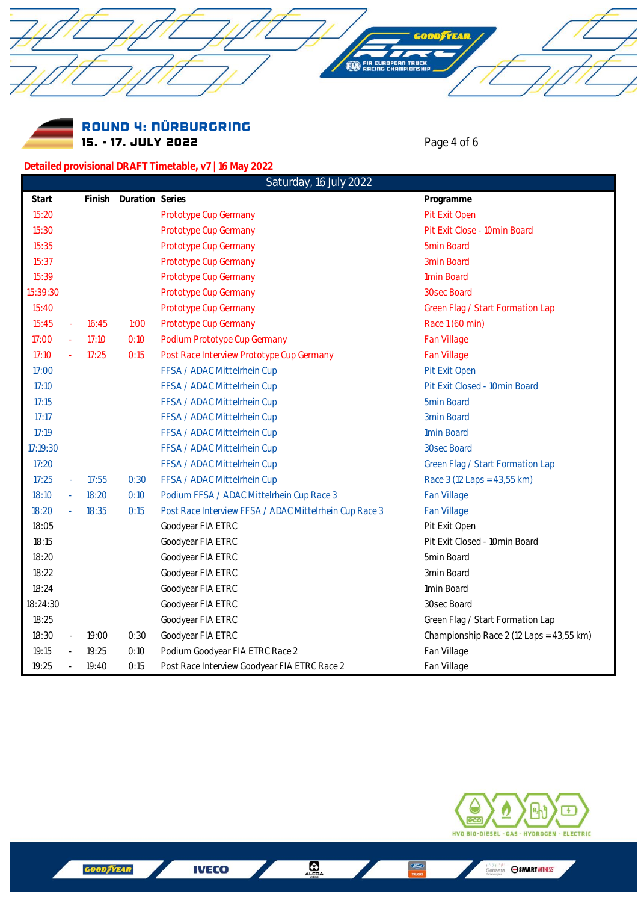## ROUND 4: NÜRBURGRING

**15. - 17. JULY 2022**

**Detailed provisional DRAFT Timetable, v7 | 16 May 2022**

| Saturday, 16 July 2022 | | | | | |
|---|---|---|---|---|---|
| **Start** | | **Finish** | **Duration** | **Series** | **Programme** |
| 15:20 | | | | Prototype Cup Germany | Pit Exit Open |
| 15:30 | | | | Prototype Cup Germany | Pit Exit Close - 10min Board |
| 15:35 | | | | Prototype Cup Germany | 5min Board |
| 15:37 | | | | Prototype Cup Germany | 3min Board |
| 15:39 | | | | Prototype Cup Germany | 1min Board |
| 15:39:30 | | | | Prototype Cup Germany | 30sec Board |
| 15:40 | | | | Prototype Cup Germany | Green Flag / Start Formation Lap |
| 15:45 | - | 16:45 | 1:00 | Prototype Cup Germany | Race 1 (60 min) |
| 17:00 | - | 17:10 | 0:10 | Podium Prototype Cup Germany | Fan Village |
| 17:10 | - | 17:25 | 0:15 | Post Race Interview Prototype Cup Germany | Fan Village |
| 17:00 | | | | FFSA / ADAC Mittelrhein Cup | Pit Exit Open |
| 17:10 | | | | FFSA / ADAC Mittelrhein Cup | Pit Exit Closed - 10min Board |
| 17:15 | | | | FFSA / ADAC Mittelrhein Cup | 5min Board |
| 17:17 | | | | FFSA / ADAC Mittelrhein Cup | 3min Board |
| 17:19 | | | | FFSA / ADAC Mittelrhein Cup | 1min Board |
| 17:19:30 | | | | FFSA / ADAC Mittelrhein Cup | 30sec Board |
| 17:20 | | | | FFSA / ADAC Mittelrhein Cup | Green Flag / Start Formation Lap |
| 17:25 | - | 17:55 | 0:30 | FFSA / ADAC Mittelrhein Cup | Race 3 (12 Laps = 43,55 km) |
| 18:10 | - | 18:20 | 0:10 | Podium FFSA / ADAC Mittelrhein Cup Race 3 | Fan Village |
| 18:20 | - | 18:35 | 0:15 | Post Race Interview FFSA / ADAC Mittelrhein Cup Race 3 | Fan Village |
| 18:05 | | | | Goodyear FIA ETRC | Pit Exit Open |
| 18:15 | | | | Goodyear FIA ETRC | Pit Exit Closed - 10min Board |
| 18:20 | | | | Goodyear FIA ETRC | 5min Board |
| 18:22 | | | | Goodyear FIA ETRC | 3min Board |
| 18:24 | | | | Goodyear FIA ETRC | 1min Board |
| 18:24:30 | | | | Goodyear FIA ETRC | 30sec Board |
| 18:25 | | | | Goodyear FIA ETRC | Green Flag / Start Formation Lap |
| 18:30 | - | 19:00 | 0:30 | Goodyear FIA ETRC | Championship Race 2 (12 Laps = 43,55 km) |
| 19:15 | - | 19:25 | 0:10 | Podium Goodyear FIA ETRC Race 2 | Fan Village |
| 19:25 | - | 19:40 | 0:15 | Post Race Interview Goodyear FIA ETRC Race 2 | Fan Village |

HVO BIO-DIESEL - GAS - HYDROGEN - ELECTRIC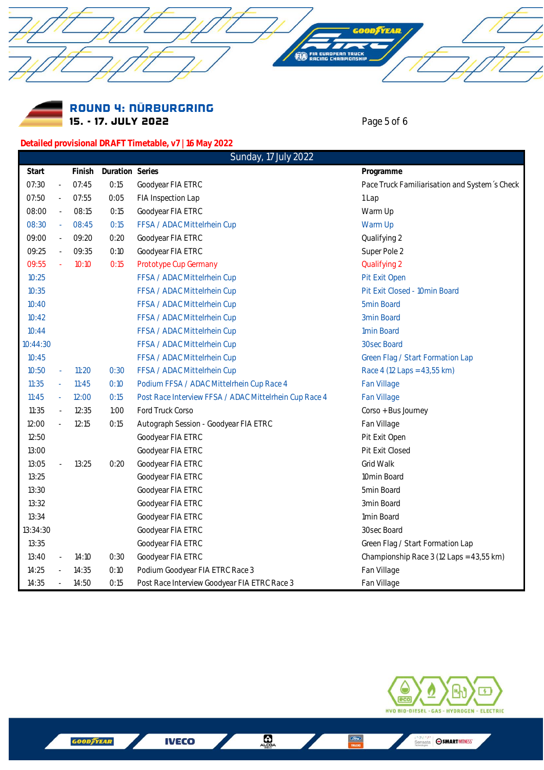## ROUND 4: NÜRBURGRING

**15. - 17. JULY 2022**

**Detailed provisional DRAFT Timetable, v7 | 16 May 2022**

| Sunday, 17 July 2022 | | | | | |
|---|---|---|---|---|---|
| **Start** | | **Finish** | **Duration** | **Series** | **Programme** |
| 07:30 | - | 07:45 | 0:15 | Goodyear FIA ETRC | Pace Truck Familiarisation and System´s Check |
| 07:50 | - | 07:55 | 0:05 | FIA Inspection Lap | 1 Lap |
| 08:00 | - | 08:15 | 0:15 | Goodyear FIA ETRC | Warm Up |
| 08:30 | - | 08:45 | 0:15 | FFSA / ADAC Mittelrhein Cup | Warm Up |
| 09:00 | - | 09:20 | 0:20 | Goodyear FIA ETRC | Qualifying 2 |
| 09:25 | - | 09:35 | 0:10 | Goodyear FIA ETRC | Super Pole 2 |
| 09:55 | - | 10:10 | 0:15 | Prototype Cup Germany | Qualifying 2 |
| 10:25 | | | | FFSA / ADAC Mittelrhein Cup | Pit Exit Open |
| 10:35 | | | | FFSA / ADAC Mittelrhein Cup | Pit Exit Closed - 10min Board |
| 10:40 | | | | FFSA / ADAC Mittelrhein Cup | 5min Board |
| 10:42 | | | | FFSA / ADAC Mittelrhein Cup | 3min Board |
| 10:44 | | | | FFSA / ADAC Mittelrhein Cup | 1min Board |
| 10:44:30 | | | | FFSA / ADAC Mittelrhein Cup | 30sec Board |
| 10:45 | | | | FFSA / ADAC Mittelrhein Cup | Green Flag / Start Formation Lap |
| 10:50 | - | 11:20 | 0:30 | FFSA / ADAC Mittelrhein Cup | Race 4 (12 Laps = 43,55 km) |
| 11:35 | - | 11:45 | 0:10 | Podium FFSA / ADAC Mittelrhein Cup Race 4 | Fan Village |
| 11:45 | - | 12:00 | 0:15 | Post Race Interview FFSA / ADAC Mittelrhein Cup Race 4 | Fan Village |
| 11:35 | - | 12:35 | 1:00 | Ford Truck Corso | Corso + Bus Journey |
| 12:00 | - | 12:15 | 0:15 | Autograph Session - Goodyear FIA ETRC | Fan Village |
| 12:50 | | | | Goodyear FIA ETRC | Pit Exit Open |
| 13:00 | | | | Goodyear FIA ETRC | Pit Exit Closed |
| 13:05 | - | 13:25 | 0:20 | Goodyear FIA ETRC | Grid Walk |
| 13:25 | | | | Goodyear FIA ETRC | 10min Board |
| 13:30 | | | | Goodyear FIA ETRC | 5min Board |
| 13:32 | | | | Goodyear FIA ETRC | 3min Board |
| 13:34 | | | | Goodyear FIA ETRC | 1min Board |
| 13:34:30 | | | | Goodyear FIA ETRC | 30sec Board |
| 13:35 | | | | Goodyear FIA ETRC | Green Flag / Start Formation Lap |
| 13:40 | - | 14:10 | 0:30 | Goodyear FIA ETRC | Championship Race 3 (12 Laps = 43,55 km) |
| 14:25 | - | 14:35 | 0:10 | Podium Goodyear FIA ETRC Race 3 | Fan Village |
| 14:35 | - | 14:50 | 0:15 | Post Race Interview Goodyear FIA ETRC Race 3 | Fan Village |

HVO BIO-DIESEL - GAS - HYDROGEN - ELECTRIC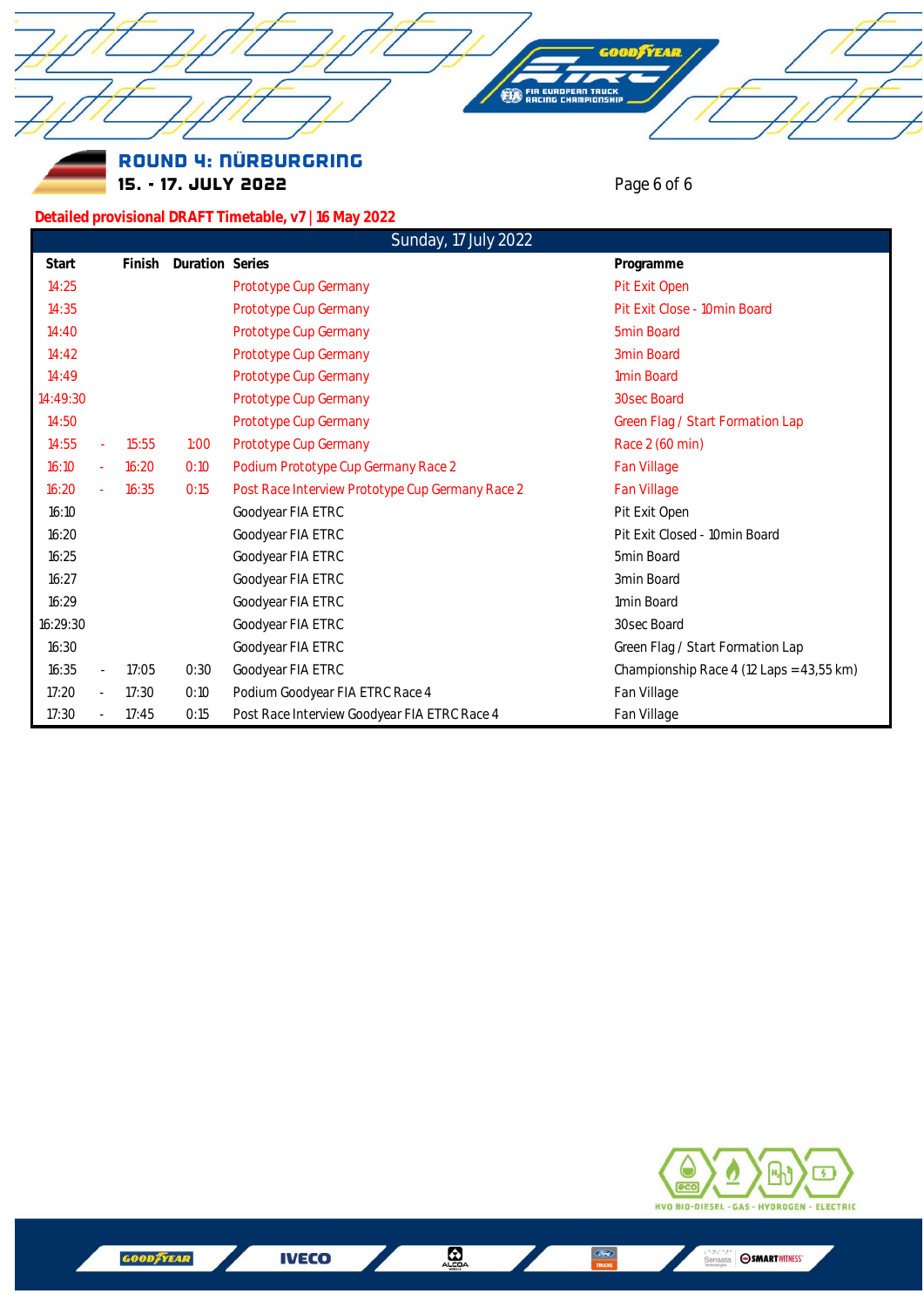## ROUND 4: NÜRBURGRING

**15. - 17. JULY 2022**

**Detailed provisional DRAFT Timetable, v7 | 16 May 2022**

| Sunday, 17 July 2022 | | | | | |
|---|---|---|---|---|---|
| **Start** | | **Finish** | **Duration** | **Series** | **Programme** |
| 14:25 | | | | Prototype Cup Germany | Pit Exit Open |
| 14:35 | | | | Prototype Cup Germany | Pit Exit Close - 10min Board |
| 14:40 | | | | Prototype Cup Germany | 5min Board |
| 14:42 | | | | Prototype Cup Germany | 3min Board |
| 14:49 | | | | Prototype Cup Germany | 1min Board |
| 14:49:30 | | | | Prototype Cup Germany | 30sec Board |
| 14:50 | | | | Prototype Cup Germany | Green Flag / Start Formation Lap |
| 14:55 | - | 15:55 | 1:00 | Prototype Cup Germany | Race 2 (60 min) |
| 16:10 | - | 16:20 | 0:10 | Podium Prototype Cup Germany Race 2 | Fan Village |
| 16:20 | - | 16:35 | 0:15 | Post Race Interview Prototype Cup Germany Race 2 | Fan Village |
| 16:10 | | | | Goodyear FIA ETRC | Pit Exit Open |
| 16:20 | | | | Goodyear FIA ETRC | Pit Exit Closed - 10min Board |
| 16:25 | | | | Goodyear FIA ETRC | 5min Board |
| 16:27 | | | | Goodyear FIA ETRC | 3min Board |
| 16:29 | | | | Goodyear FIA ETRC | 1min Board |
| 16:29:30 | | | | Goodyear FIA ETRC | 30sec Board |
| 16:30 | | | | Goodyear FIA ETRC | Green Flag / Start Formation Lap |
| 16:35 | - | 17:05 | 0:30 | Goodyear FIA ETRC | Championship Race 4 (12 Laps = 43,55 km) |
| 17:20 | - | 17:30 | 0:10 | Podium Goodyear FIA ETRC Race 4 | Fan Village |
| 17:30 | - | 17:45 | 0:15 | Post Race Interview Goodyear FIA ETRC Race 4 | Fan Village |

HVO BIO-DIESEL - GAS - HYDROGEN - ELECTRIC